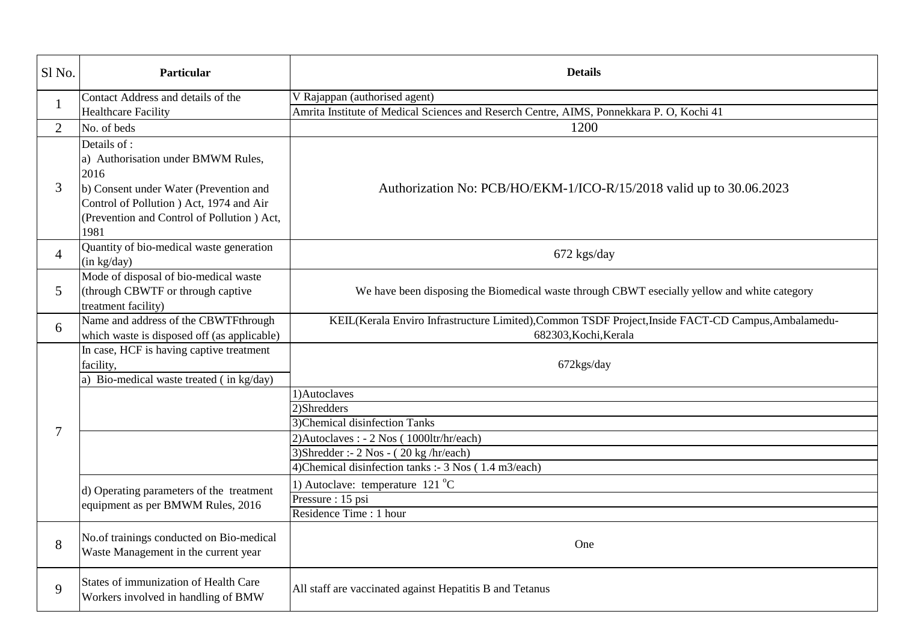| Sl No. | Particular | Details |
|---|---|---|
| 1 | Contact Address and details of the Healthcare Facility | V Rajappan (authorised agent) |
| | | Amrita Institute of Medical Sciences and Reserch Centre, AIMS, Ponnekkara P. O, Kochi 41 |
| 2 | No. of beds | 1200 |
| 3 | Details of :<br>a) Authorisation under BMWM Rules, 2016<br>b) Consent under Water (Prevention and Control of Pollution ) Act, 1974 and Air (Prevention and Control of Pollution ) Act, 1981 | Authorization No: PCB/HO/EKM-1/ICO-R/15/2018 valid up to 30.06.2023 |
| 4 | Quantity of bio-medical waste generation (in kg/day) | 672 kgs/day |
| 5 | Mode of disposal of bio-medical waste (through CBWTF or through captive treatment facility) | We have been disposing the Biomedical waste through CBWT esecially yellow and white category |
| 6 | Name and address of the CBWTFthrough which waste is disposed off (as applicable) | KEIL(Kerala Enviro Infrastructure Limited),Common TSDF Project,Inside FACT-CD Campus,Ambalamedu-682303,Kochi,Kerala |
| 7 | In case, HCF is having captive treatment facility,<br>a) Bio-medical waste treated ( in kg/day) | 672kgs/day |
| | | 1)Autoclaves |
| | | 2)Shredders |
| | | 3)Chemical disinfection Tanks |
| | | 2)Autoclaves : - 2 Nos ( 1000ltr/hr/each) |
| | | 3)Shredder :- 2 Nos - ( 20 kg /hr/each) |
| | | 4)Chemical disinfection tanks :- 3 Nos ( 1.4 m3/each) |
| | d) Operating parameters of the treatment equipment as per BMWM Rules, 2016 | 1) Autoclave: temperature 121 °C |
| | | Pressure : 15 psi |
| | | Residence Time : 1 hour |
| 8 | No.of trainings conducted on Bio-medical Waste Management in the current year | One |
| 9 | States of immunization of Health Care Workers involved in handling of BMW | All staff are vaccinated against Hepatitis B and Tetanus |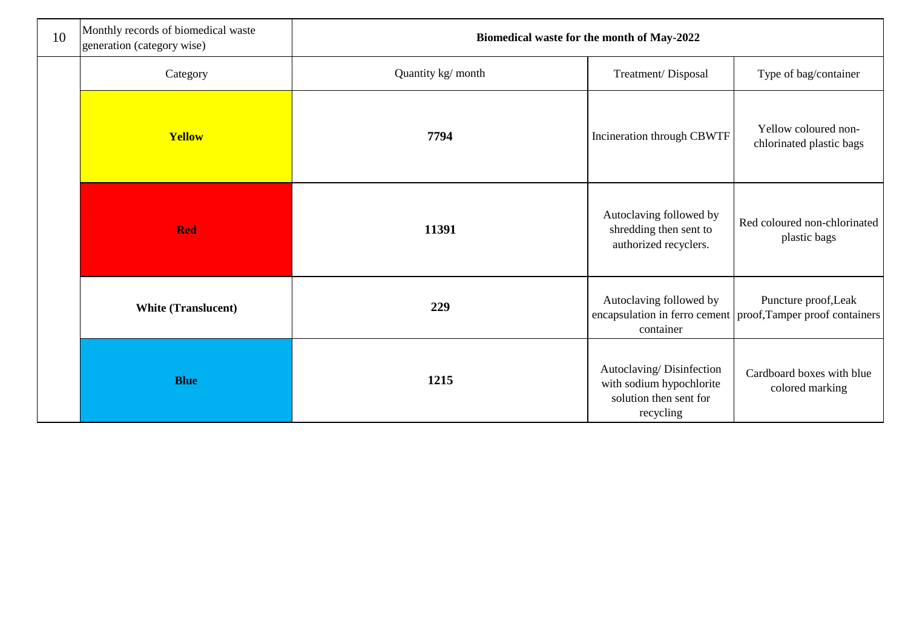| 10 | Monthly records of biomedical waste generation (category wise) | Biomedical waste for the month of May-2022 | | |
|---|---|---|---|---|
| | Category | Quantity kg/ month | Treatment/ Disposal | Type of bag/container |
| | **Yellow** | **7794** | Incineration through CBWTF | Yellow coloured non-chlorinated plastic bags |
| | **Red** | **11391** | Autoclaving followed by shredding then sent to authorized recyclers. | Red coloured non-chlorinated plastic bags |
| | **White (Translucent)** | **229** | Autoclaving followed by encapsulation in ferro cement container | Puncture proof,Leak proof,Tamper proof containers |
| | **Blue** | **1215** | Autoclaving/ Disinfection with sodium hypochlorite solution then sent for recycling | Cardboard boxes with blue colored marking |